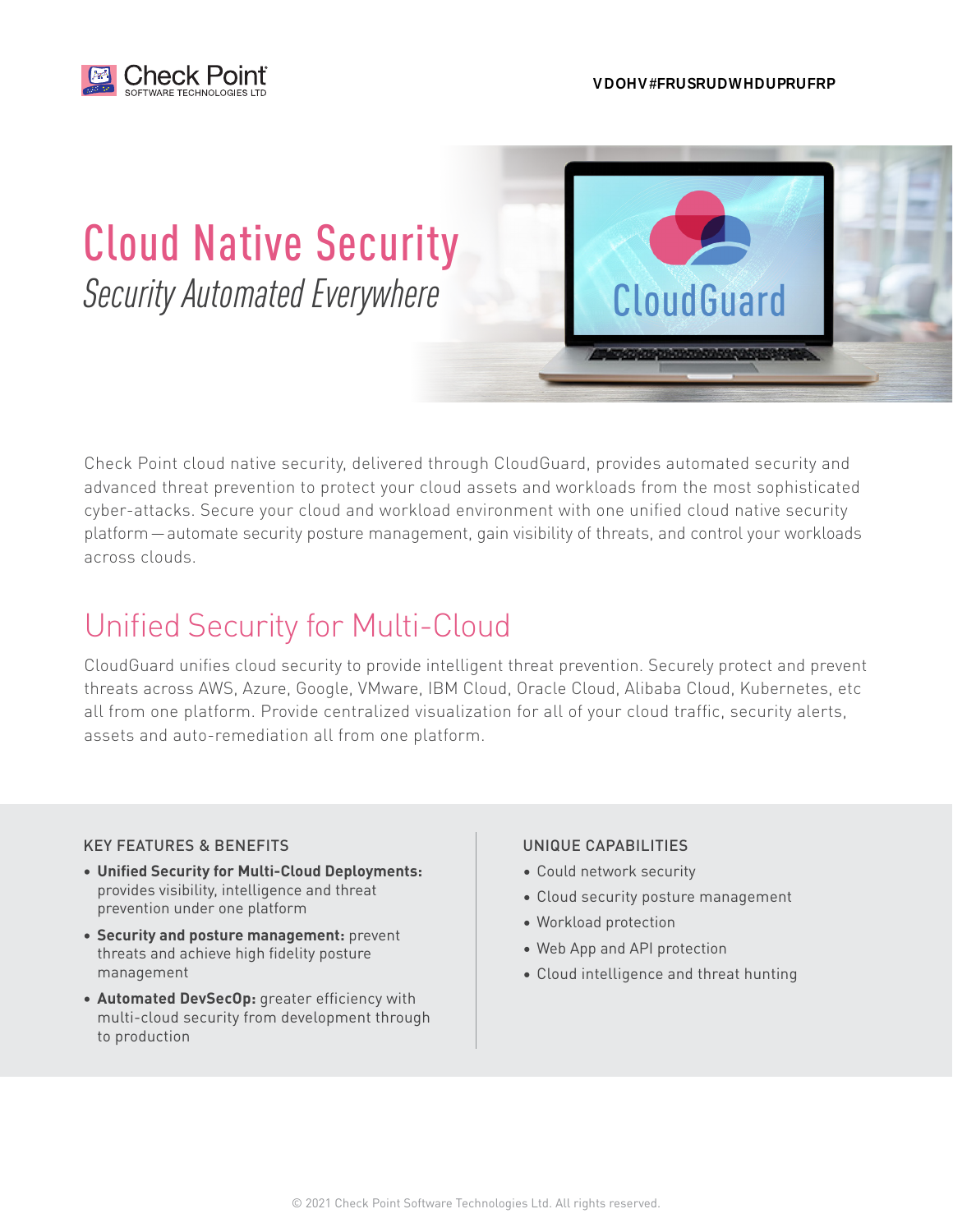VDOHV#FRUSRUDWHDUPRUFRP

# Cloud Native Security

*Security Automated Everywhere*

Check Point cloud native security, delivered through CloudGuard, provides automated security and advanced threat prevention to protect your cloud assets and workloads from the most sophisticated cyber-attacks. Secure your cloud and workload environment with one unified cloud native security platform—automate security posture management, gain visibility of threats, and control your workloads across clouds.

## Unified Security for Multi-Cloud

CloudGuard unifies cloud security to provide intelligent threat prevention. Securely protect and prevent threats across AWS, Azure, Google, VMware, IBM Cloud, Oracle Cloud, Alibaba Cloud, Kubernetes, etc all from one platform. Provide centralized visualization for all of your cloud traffic, security alerts, assets and auto-remediation all from one platform.

### KEY FEATURES & BENEFITS

- **Unified Security for Multi-Cloud Deployments:** provides visibility, intelligence and threat prevention under one platform
- **Security and posture management:** prevent threats and achieve high fidelity posture management
- **Automated DevSecOp:** greater efficiency with multi-cloud security from development through to production

### UNIQUE CAPABILITIES

- Could network security
- Cloud security posture management
- Workload protection
- Web App and API protection
- Cloud intelligence and threat hunting

© 2021 Check Point Software Technologies Ltd. All rights reserved.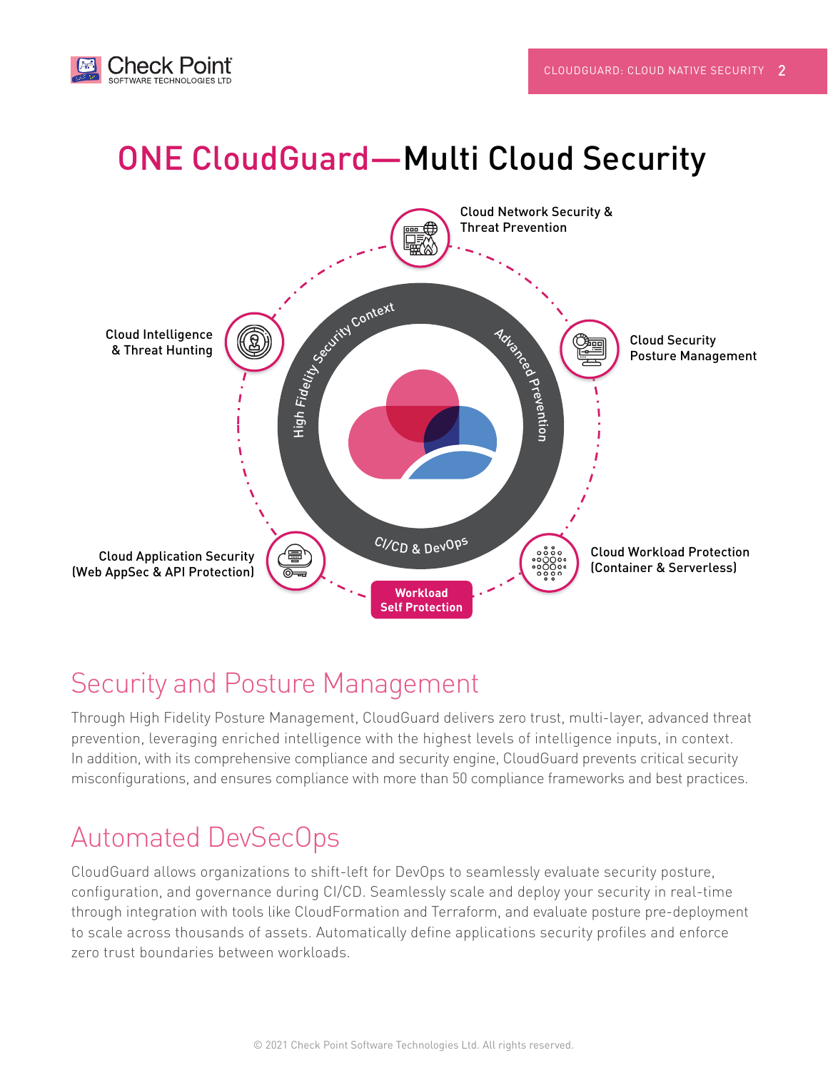# ONE CloudGuard—Multi Cloud Security

Cloud Network Security & Threat Prevention

Cloud Security Posture Management

Cloud Workload Protection (Container & Serverless)

Workload Self Protection

Cloud Application Security (Web AppSec & API Protection)

Cloud Intelligence & Threat Hunting

High Fidelity Security Context

Advanced Prevention

CI/CD & DevOps

## Security and Posture Management

Through High Fidelity Posture Management, CloudGuard delivers zero trust, multi-layer, advanced threat prevention, leveraging enriched intelligence with the highest levels of intelligence inputs, in context. In addition, with its comprehensive compliance and security engine, CloudGuard prevents critical security misconfigurations, and ensures compliance with more than 50 compliance frameworks and best practices.

## Automated DevSecOps

CloudGuard allows organizations to shift-left for DevOps to seamlessly evaluate security posture, configuration, and governance during CI/CD. Seamlessly scale and deploy your security in real-time through integration with tools like CloudFormation and Terraform, and evaluate posture pre-deployment to scale across thousands of assets. Automatically define applications security profiles and enforce zero trust boundaries between workloads.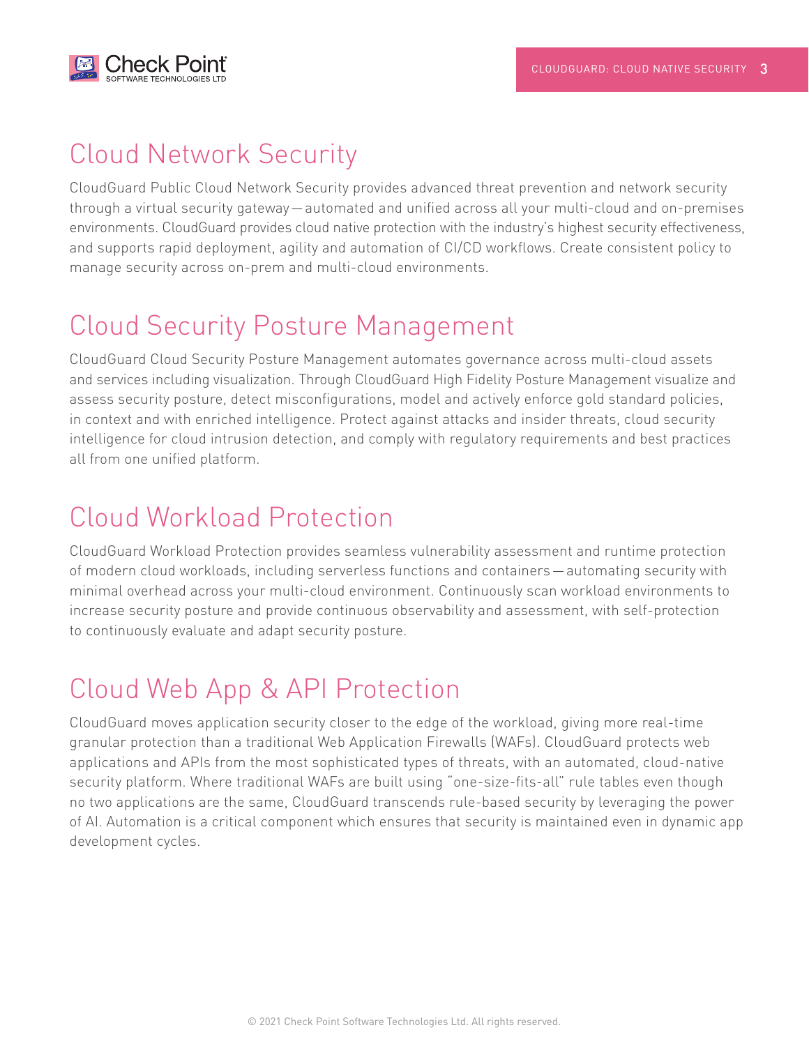# Cloud Network Security

CloudGuard Public Cloud Network Security provides advanced threat prevention and network security through a virtual security gateway — automated and unified across all your multi-cloud and on-premises environments. CloudGuard provides cloud native protection with the industry's highest security effectiveness, and supports rapid deployment, agility and automation of CI/CD workflows. Create consistent policy to manage security across on-prem and multi-cloud environments.

# Cloud Security Posture Management

CloudGuard Cloud Security Posture Management automates governance across multi-cloud assets and services including visualization. Through CloudGuard High Fidelity Posture Management visualize and assess security posture, detect misconfigurations, model and actively enforce gold standard policies, in context and with enriched intelligence. Protect against attacks and insider threats, cloud security intelligence for cloud intrusion detection, and comply with regulatory requirements and best practices all from one unified platform.

# Cloud Workload Protection

CloudGuard Workload Protection provides seamless vulnerability assessment and runtime protection of modern cloud workloads, including serverless functions and containers — automating security with minimal overhead across your multi-cloud environment. Continuously scan workload environments to increase security posture and provide continuous observability and assessment, with self-protection to continuously evaluate and adapt security posture.

# Cloud Web App & API Protection

CloudGuard moves application security closer to the edge of the workload, giving more real-time granular protection than a traditional Web Application Firewalls (WAFs). CloudGuard protects web applications and APIs from the most sophisticated types of threats, with an automated, cloud-native security platform. Where traditional WAFs are built using "one-size-fits-all" rule tables even though no two applications are the same, CloudGuard transcends rule-based security by leveraging the power of AI. Automation is a critical component which ensures that security is maintained even in dynamic app development cycles.

© 2021 Check Point Software Technologies Ltd. All rights reserved.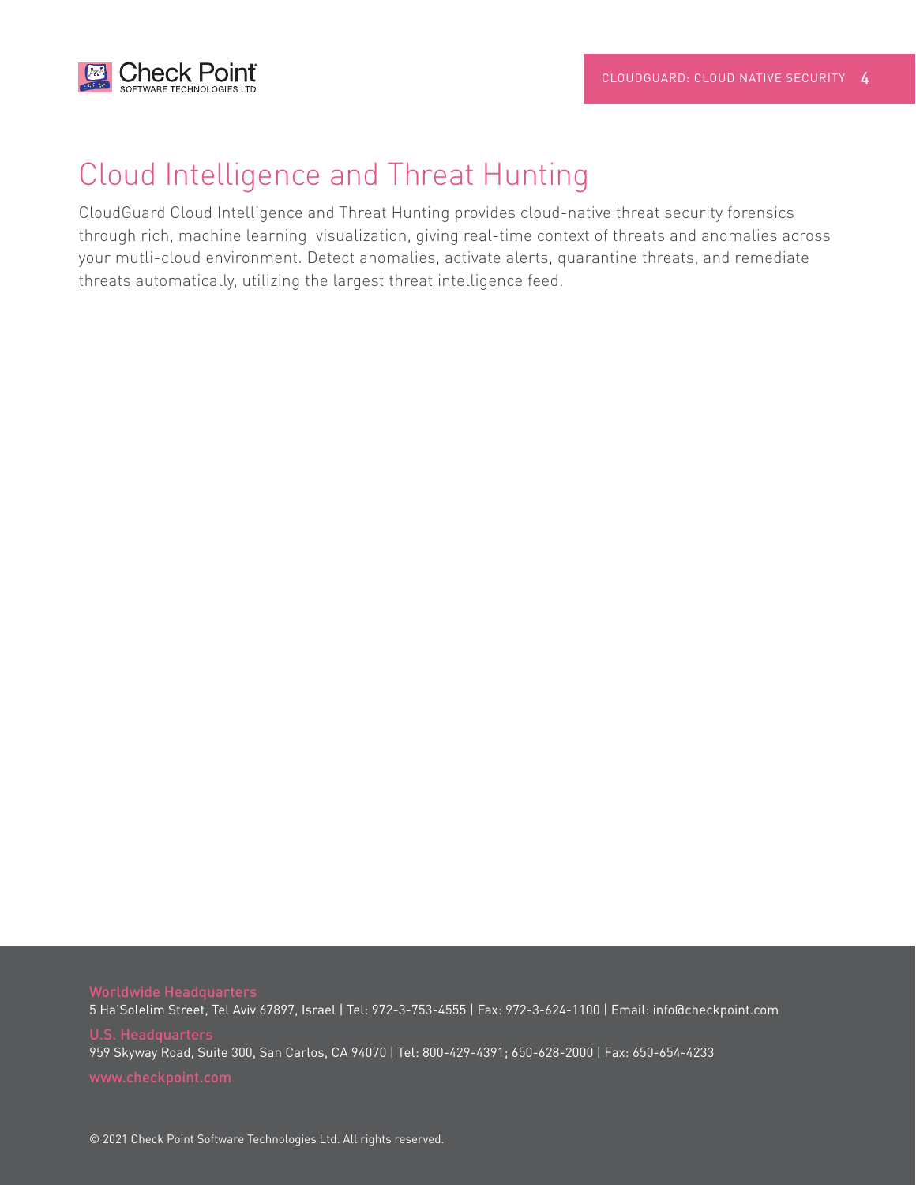# Cloud Intelligence and Threat Hunting

CloudGuard Cloud Intelligence and Threat Hunting provides cloud-native threat security forensics through rich, machine learning visualization, giving real-time context of threats and anomalies across your mutli-cloud environment. Detect anomalies, activate alerts, quarantine threats, and remediate threats automatically, utilizing the largest threat intelligence feed.

**Worldwide Headquarters**
5 Ha'Solelim Street, Tel Aviv 67897, Israel | Tel: 972-3-753-4555 | Fax: 972-3-624-1100 | Email: info@checkpoint.com

**U.S. Headquarters**
959 Skyway Road, Suite 300, San Carlos, CA 94070 | Tel: 800-429-4391; 650-628-2000 | Fax: 650-654-4233

www.checkpoint.com

© 2021 Check Point Software Technologies Ltd. All rights reserved.